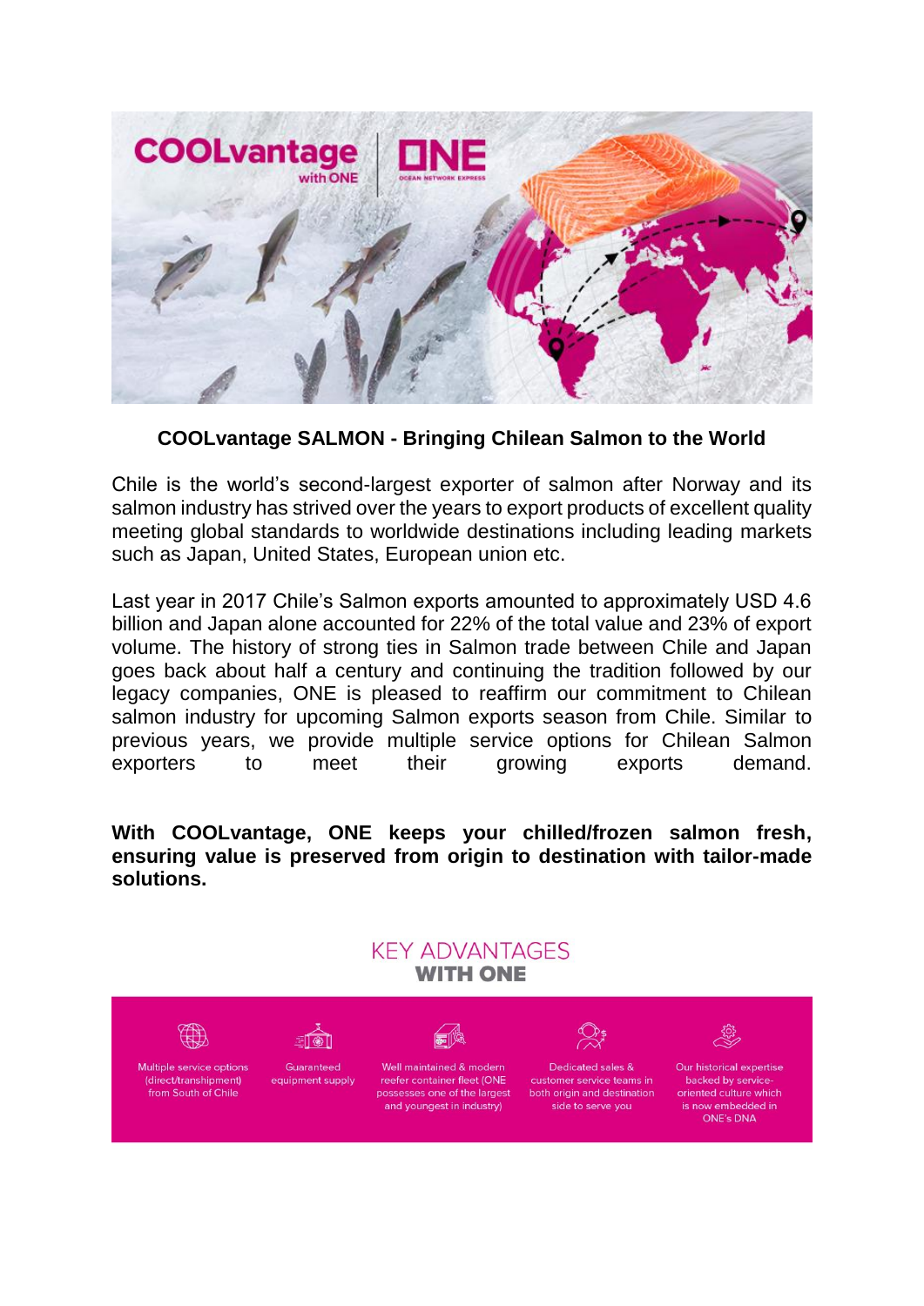**COOLvantage SALMON - Bringing Chilean Salmon to the World**

Chile is the world's second-largest exporter of salmon after Norway and its salmon industry has strived over the years to export products of excellent quality meeting global standards to worldwide destinations including leading markets such as Japan, United States, European union etc.

Last year in 2017 Chile's Salmon exports amounted to approximately USD 4.6 billion and Japan alone accounted for 22% of the total value and 23% of export volume. The history of strong ties in Salmon trade between Chile and Japan goes back about half a century and continuing the tradition followed by our legacy companies, ONE is pleased to reaffirm our commitment to Chilean salmon industry for upcoming Salmon exports season from Chile. Similar to previous years, we provide multiple service options for Chilean Salmon exporters to meet their growing exports demand.

**With COOLvantage, ONE keeps your chilled/frozen salmon fresh, ensuring value is preserved from origin to destination with tailor-made solutions.**

## KEY ADVANTAGES WITH ONE

- Multiple service options (direct/transhipment) from South of Chile
- Guaranteed equipment supply
- Well maintained & modern reefer container fleet (ONE possesses one of the largest and youngest in industry)
- Dedicated sales & customer service teams in both origin and destination side to serve you
- Our historical expertise backed by service-oriented culture which is now embedded in ONE's DNA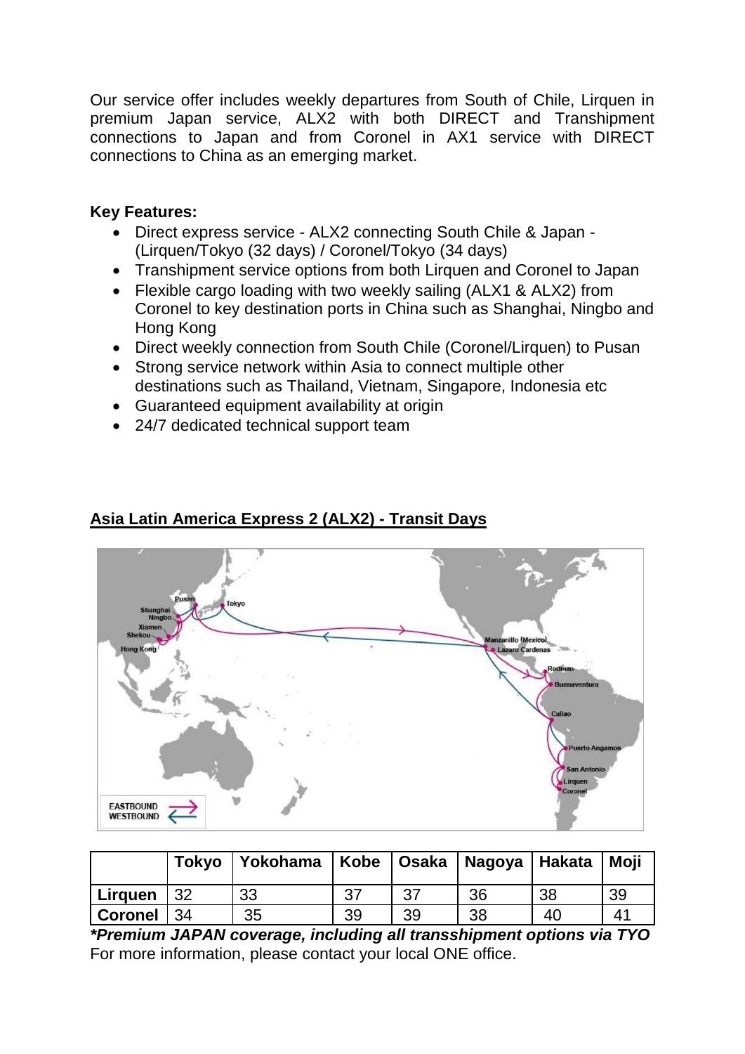Our service offer includes weekly departures from South of Chile, Lirquen in premium Japan service, ALX2 with both DIRECT and Transhipment connections to Japan and from Coronel in AX1 service with DIRECT connections to China as an emerging market.

**Key Features:**

- Direct express service - ALX2 connecting South Chile & Japan - (Lirquen/Tokyo (32 days) / Coronel/Tokyo (34 days)
- Transhipment service options from both Lirquen and Coronel to Japan
- Flexible cargo loading with two weekly sailing (ALX1 & ALX2) from Coronel to key destination ports in China such as Shanghai, Ningbo and Hong Kong
- Direct weekly connection from South Chile (Coronel/Lirquen) to Pusan
- Strong service network within Asia to connect multiple other destinations such as Thailand, Vietnam, Singapore, Indonesia etc
- Guaranteed equipment availability at origin
- 24/7 dedicated technical support team

## Asia Latin America Express 2 (ALX2) - Transit Days

| | Tokyo | Yokohama | Kobe | Osaka | Nagoya | Hakata | Moji |
|---|---|---|---|---|---|---|---|
| **Lirquen** | 32 | 33 | 37 | 37 | 36 | 38 | 39 |
| **Coronel** | 34 | 35 | 39 | 39 | 38 | 40 | 41 |

***Premium JAPAN coverage, including all transshipment options via TYO**

For more information, please contact your local ONE office.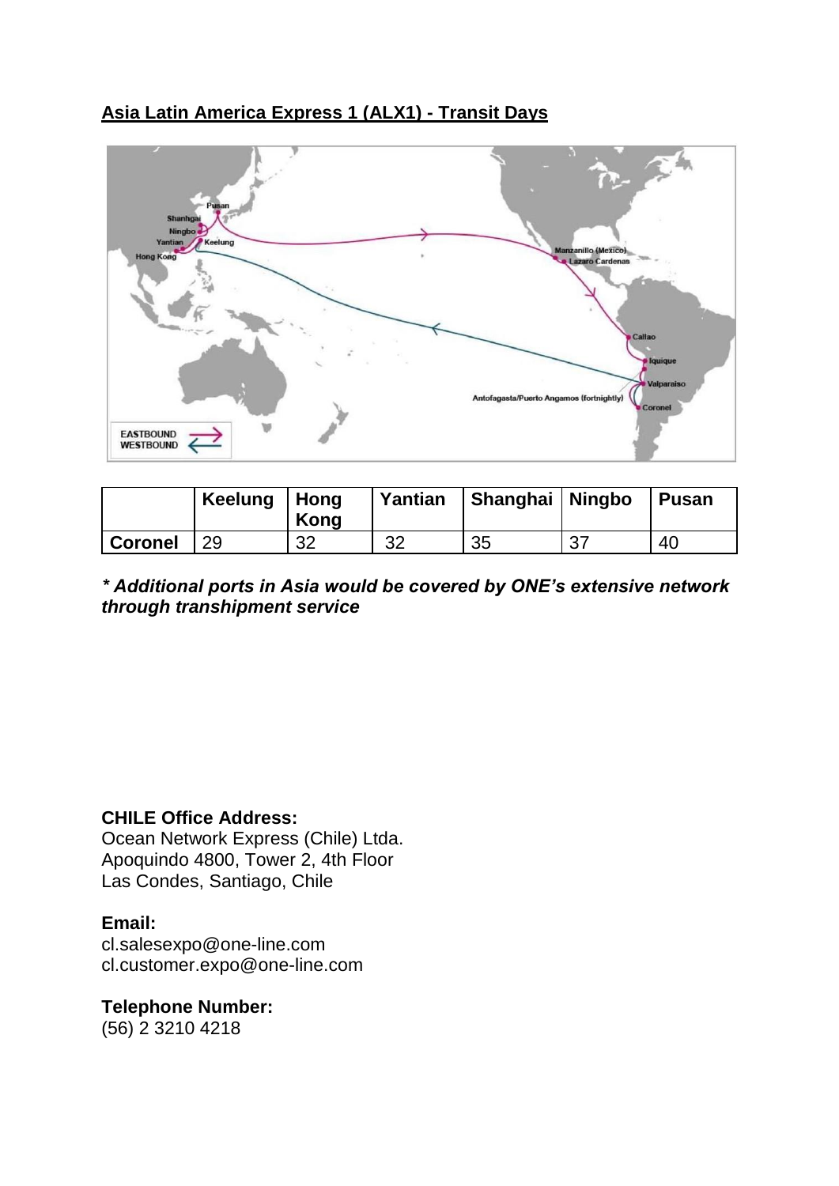## Asia Latin America Express 1 (ALX1) - Transit Days

Pusan
Shanhgai
Ningbo
Yantian
Keelung
Hong Kong
Manzanillo (Mexico)
Lazaro Cardenas
Callao
Iquique
Valparaiso
Antofagasta/Puerto Angamos (fortnightly)
Coronel
EASTBOUND
WESTBOUND

| | Keelung | Hong Kong | Yantian | Shanghai | Ningbo | Pusan |
|---|---|---|---|---|---|---|
| **Coronel** | 29 | 32 | 32 | 35 | 37 | 40 |

***\* Additional ports in Asia would be covered by ONE's extensive network through transhipment service***

**CHILE Office Address:**
Ocean Network Express (Chile) Ltda.
Apoquindo 4800, Tower 2, 4th Floor
Las Condes, Santiago, Chile

**Email:**
cl.salesexpo@one-line.com
cl.customer.expo@one-line.com

**Telephone Number:**
(56) 2 3210 4218